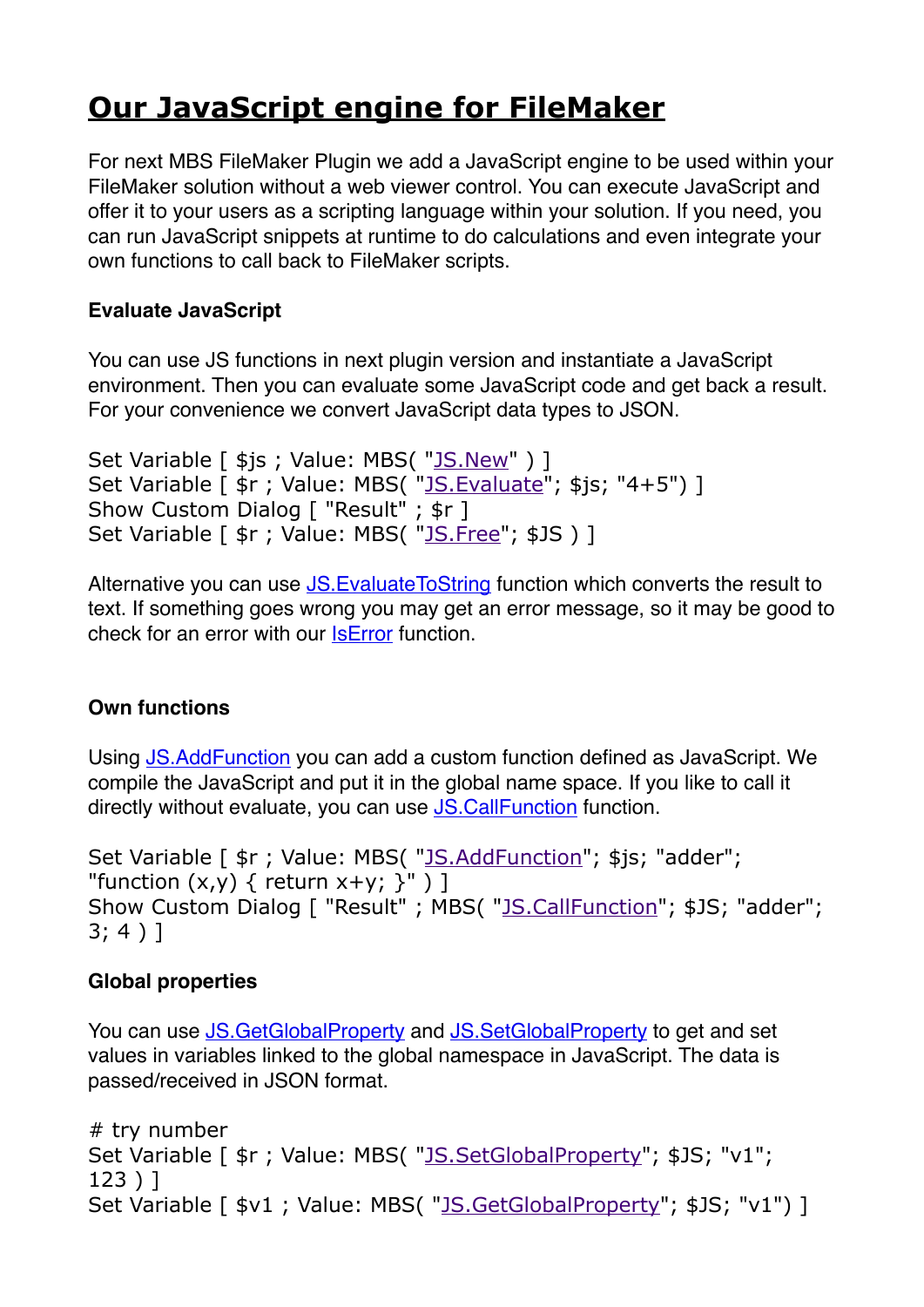# Our JavaScript engine for FileMaker

For next MBS FileMaker Plugin we add a JavaScript engine to be used within your FileMaker solution without a web viewer control. You can execute JavaScript and offer it to your users as a scripting language within your solution. If you need, you can run JavaScript snippets at runtime to do calculations and even integrate your own functions to call back to FileMaker scripts.

### Evaluate JavaScript

You can use JS functions in next plugin version and instantiate a JavaScript environment. Then you can evaluate some JavaScript code and get back a result. For your convenience we convert JavaScript data types to JSON.

```
Set Variable [ $js ; Value: MBS( "JS.New" ) ]
Set Variable [ $r ; Value: MBS( "JS.Evaluate"; $js; "4+5") ]
Show Custom Dialog [ "Result" ; $r ]
Set Variable [ $r ; Value: MBS( "JS.Free"; $JS ) ]
```

Alternative you can use JS.EvaluateToString function which converts the result to text. If something goes wrong you may get an error message, so it may be good to check for an error with our IsError function.

### Own functions

Using JS.AddFunction you can add a custom function defined as JavaScript. We compile the JavaScript and put it in the global name space. If you like to call it directly without evaluate, you can use JS.CallFunction function.

```
Set Variable [ $r ; Value: MBS( "JS.AddFunction"; $js; "adder";
"function (x,y) { return x+y; }" ) ]
Show Custom Dialog [ "Result" ; MBS( "JS.CallFunction"; $JS; "adder";
3; 4 ) ]
```

### Global properties

You can use JS.GetGlobalProperty and JS.SetGlobalProperty to get and set values in variables linked to the global namespace in JavaScript. The data is passed/received in JSON format.

```
# try number
Set Variable [ $r ; Value: MBS( "JS.SetGlobalProperty"; $JS; "v1";
123 ) ]
Set Variable [ $v1 ; Value: MBS( "JS.GetGlobalProperty"; $JS; "v1") ]
```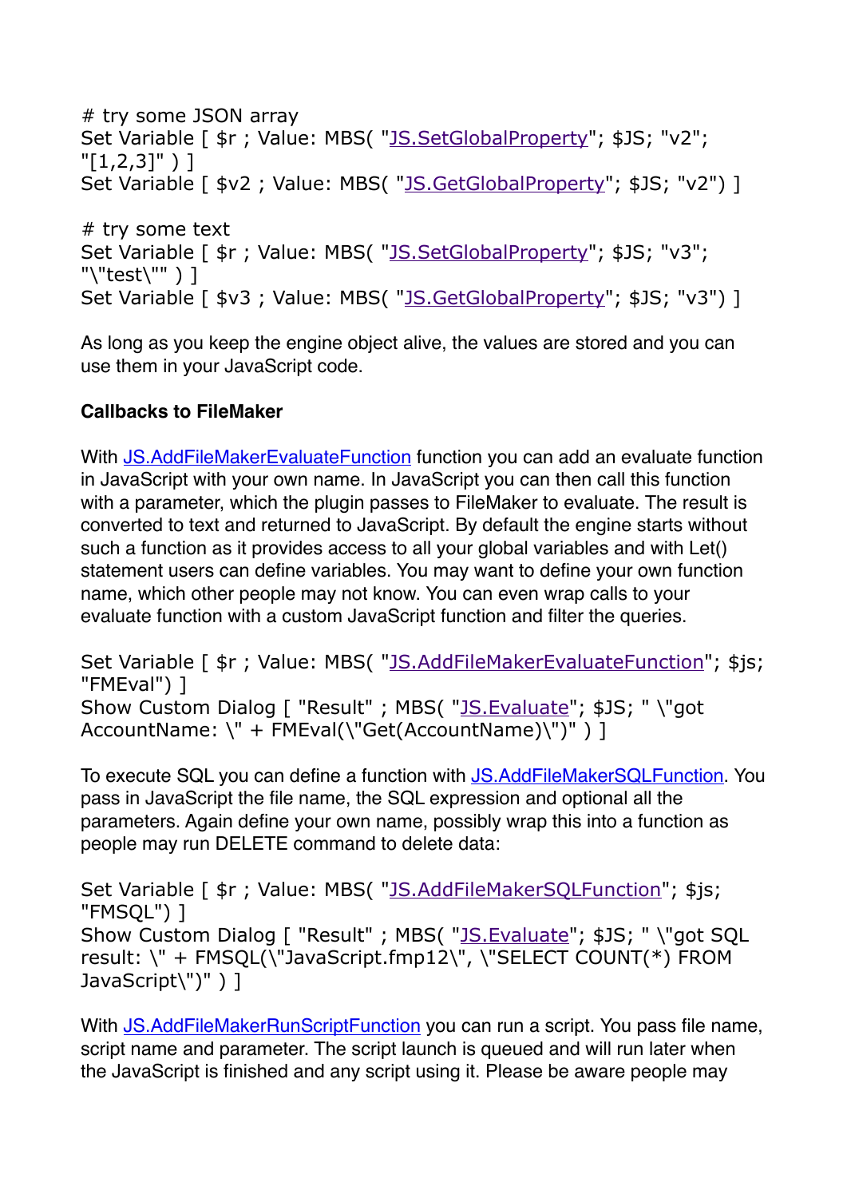```
# try some JSON array
Set Variable [ $r ; Value: MBS( "JS.SetGlobalProperty"; $JS; "v2"; "[1,2,3]" ) ]
Set Variable [ $v2 ; Value: MBS( "JS.GetGlobalProperty"; $JS; "v2") ]

# try some text
Set Variable [ $r ; Value: MBS( "JS.SetGlobalProperty"; $JS; "v3"; "\"test\"" ) ]
Set Variable [ $v3 ; Value: MBS( "JS.GetGlobalProperty"; $JS; "v3") ]
```

As long as you keep the engine object alive, the values are stored and you can use them in your JavaScript code.

**Callbacks to FileMaker**

With JS.AddFileMakerEvaluateFunction function you can add an evaluate function in JavaScript with your own name. In JavaScript you can then call this function with a parameter, which the plugin passes to FileMaker to evaluate. The result is converted to text and returned to JavaScript. By default the engine starts without such a function as it provides access to all your global variables and with Let() statement users can define variables. You may want to define your own function name, which other people may not know. You can even wrap calls to your evaluate function with a custom JavaScript function and filter the queries.

```
Set Variable [ $r ; Value: MBS( "JS.AddFileMakerEvaluateFunction"; $js; "FMEval") ]
Show Custom Dialog [ "Result" ; MBS( "JS.Evaluate"; $JS; " \"got AccountName: \" + FMEval(\"Get(AccountName)\")" ) ]
```

To execute SQL you can define a function with JS.AddFileMakerSQLFunction. You pass in JavaScript the file name, the SQL expression and optional all the parameters. Again define your own name, possibly wrap this into a function as people may run DELETE command to delete data:

```
Set Variable [ $r ; Value: MBS( "JS.AddFileMakerSQLFunction"; $js; "FMSQL") ]
Show Custom Dialog [ "Result" ; MBS( "JS.Evaluate"; $JS; " \"got SQL result: \" + FMSQL(\"JavaScript.fmp12\", \"SELECT COUNT(*) FROM JavaScript\")" ) ]
```

With JS.AddFileMakerRunScriptFunction you can run a script. You pass file name, script name and parameter. The script launch is queued and will run later when the JavaScript is finished and any script using it. Please be aware people may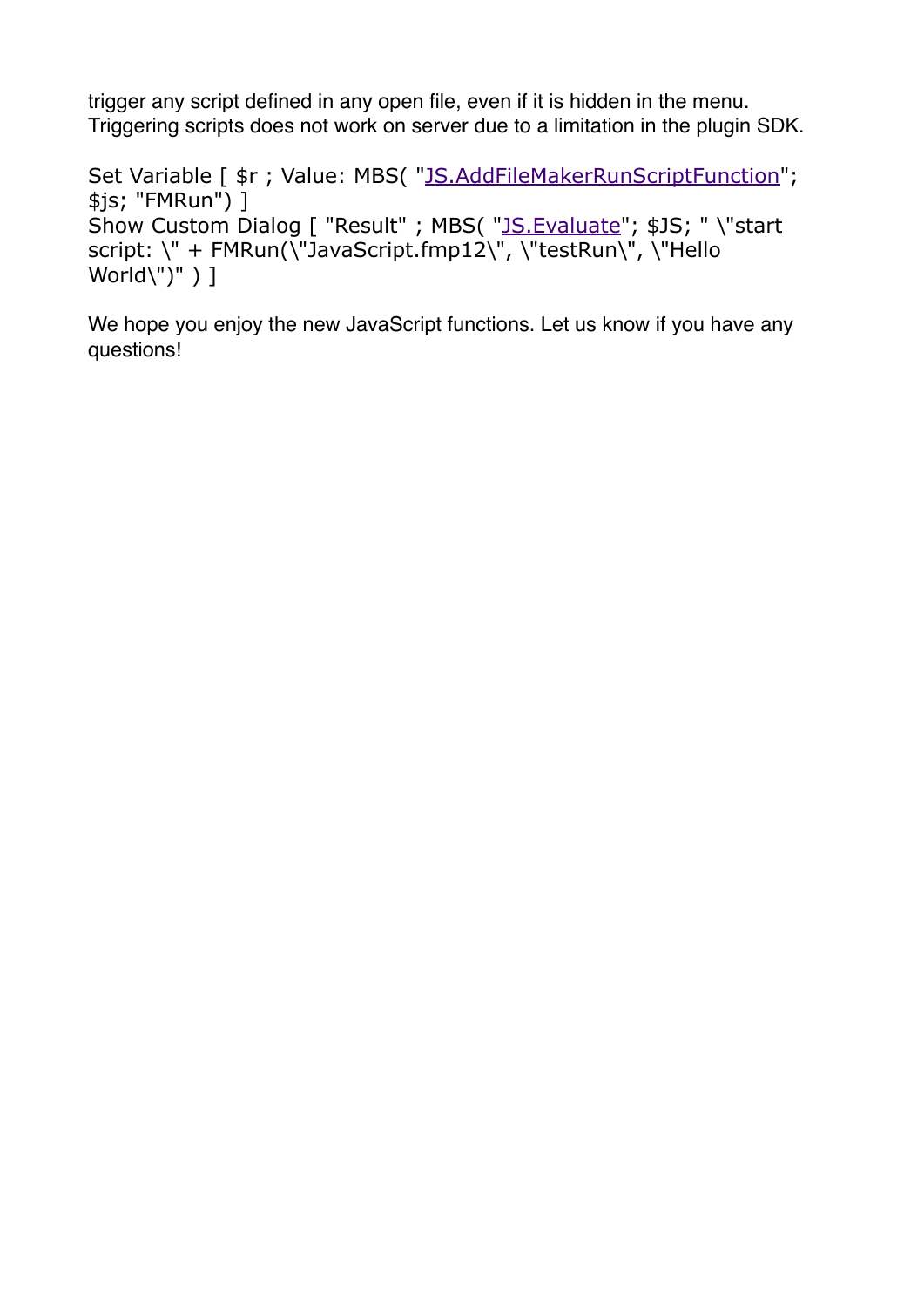trigger any script defined in any open file, even if it is hidden in the menu. Triggering scripts does not work on server due to a limitation in the plugin SDK.

```
Set Variable [ $r ; Value: MBS( "JS.AddFileMakerRunScriptFunction"; $js; "FMRun") ]
Show Custom Dialog [ "Result" ; MBS( "JS.Evaluate"; $JS; " \"start script: \" + FMRun(\"JavaScript.fmp12\", \"testRun\", \"Hello World\")" ) ]
```

We hope you enjoy the new JavaScript functions. Let us know if you have any questions!